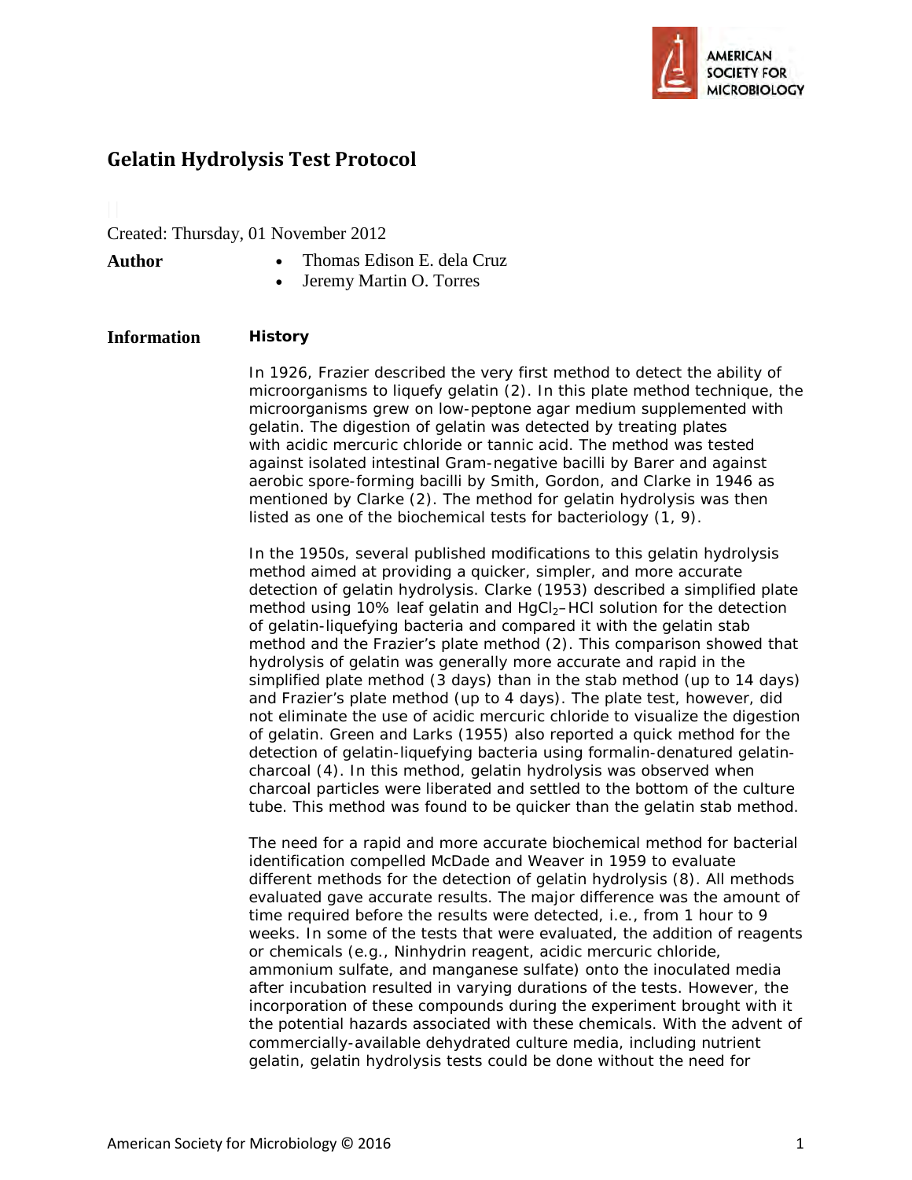# Gelatin Hydrolysis Test Protocol

Created: Thursday, 01 November 2012

**Author**

- Thomas Edison E. dela Cruz
- Jeremy Martin O. Torres

**Information**

## History

In 1926, Frazier described the very first method to detect the ability of microorganisms to liquefy gelatin (2). In this plate method technique, the microorganisms grew on low-peptone agar medium supplemented with gelatin. The digestion of gelatin was detected by treating plates with acidic mercuric chloride or tannic acid. The method was tested against isolated intestinal Gram-negative bacilli by Barer and against aerobic spore-forming bacilli by Smith, Gordon, and Clarke in 1946 as mentioned by Clarke (2). The method for gelatin hydrolysis was then listed as one of the biochemical tests for bacteriology (1, 9).

In the 1950s, several published modifications to this gelatin hydrolysis method aimed at providing a quicker, simpler, and more accurate detection of gelatin hydrolysis. Clarke (1953) described a simplified plate method using 10% leaf gelatin and $HgCl_2$–HCl solution for the detection of gelatin-liquefying bacteria and compared it with the gelatin stab method and the Frazier's plate method (2). This comparison showed that hydrolysis of gelatin was generally more accurate and rapid in the simplified plate method (3 days) than in the stab method (up to 14 days) and Frazier's plate method (up to 4 days). The plate test, however, did not eliminate the use of acidic mercuric chloride to visualize the digestion of gelatin. Green and Larks (1955) also reported a quick method for the detection of gelatin-liquefying bacteria using formalin-denatured gelatin-charcoal (4). In this method, gelatin hydrolysis was observed when charcoal particles were liberated and settled to the bottom of the culture tube. This method was found to be quicker than the gelatin stab method.

The need for a rapid and more accurate biochemical method for bacterial identification compelled McDade and Weaver in 1959 to evaluate different methods for the detection of gelatin hydrolysis (8). All methods evaluated gave accurate results. The major difference was the amount of time required before the results were detected, i.e., from 1 hour to 9 weeks. In some of the tests that were evaluated, the addition of reagents or chemicals (e.g., Ninhydrin reagent, acidic mercuric chloride, ammonium sulfate, and manganese sulfate) onto the inoculated media after incubation resulted in varying durations of the tests. However, the incorporation of these compounds during the experiment brought with it the potential hazards associated with these chemicals. With the advent of commercially-available dehydrated culture media, including nutrient gelatin, gelatin hydrolysis tests could be done without the need for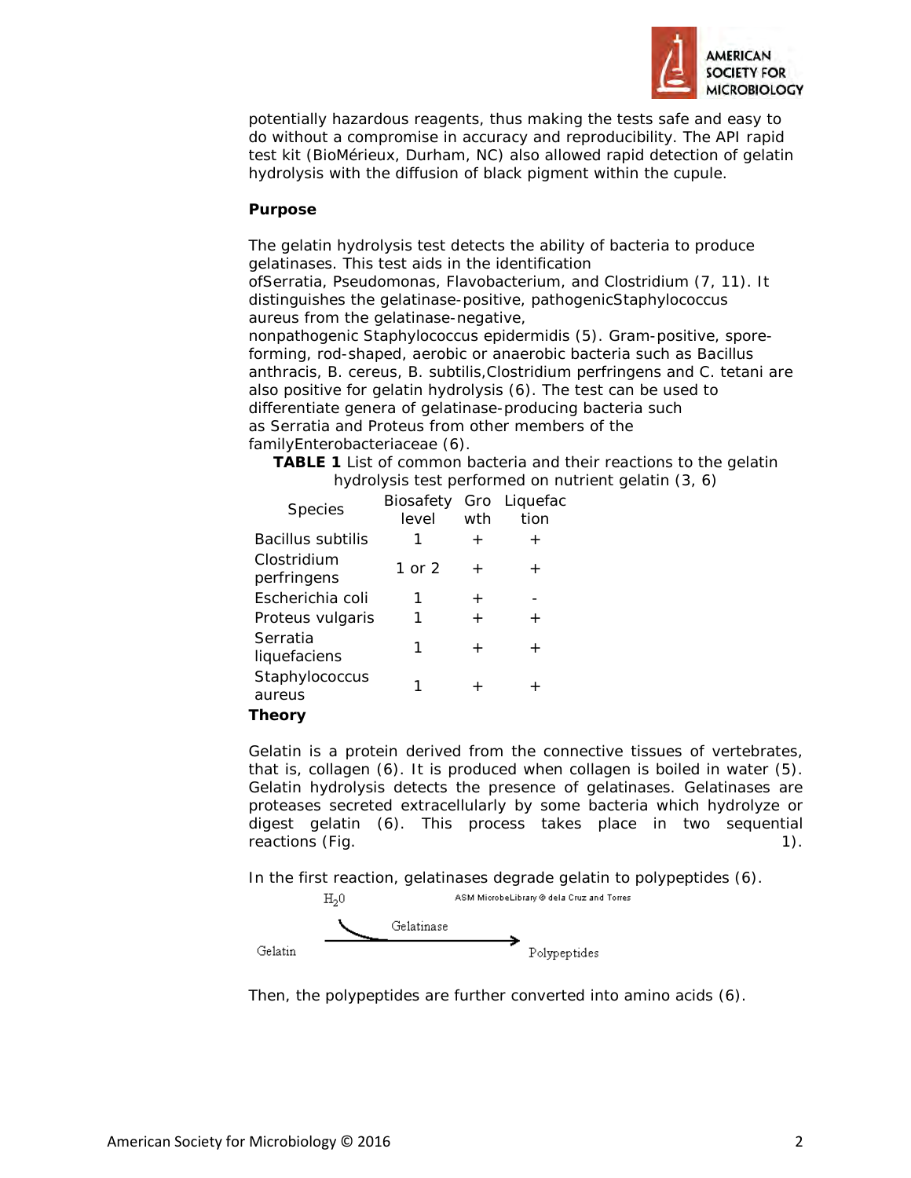potentially hazardous reagents, thus making the tests safe and easy to do without a compromise in accuracy and reproducibility. The API rapid test kit (BioMérieux, Durham, NC) also allowed rapid detection of gelatin hydrolysis with the diffusion of black pigment within the cupule.

**Purpose**

The gelatin hydrolysis test detects the ability of bacteria to produce gelatinases. This test aids in the identification ofSerratia, Pseudomonas, Flavobacterium, and Clostridium (7, 11). It distinguishes the gelatinase-positive, pathogenicStaphylococcus aureus from the gelatinase-negative, nonpathogenic Staphylococcus epidermidis (5). Gram-positive, spore-forming, rod-shaped, aerobic or anaerobic bacteria such as Bacillus anthracis, B. cereus, B. subtilis,Clostridium perfringens and C. tetani are also positive for gelatin hydrolysis (6). The test can be used to differentiate genera of gelatinase-producing bacteria such as Serratia and Proteus from other members of the familyEnterobacteriaceae (6).

**TABLE 1** List of common bacteria and their reactions to the gelatin hydrolysis test performed on nutrient gelatin (3, 6)

| Species | Biosafety level | Growth | Liquefaction |
|---|---|---|---|
| Bacillus subtilis | 1 | + | + |
| Clostridium perfringens | 1 or 2 | + | + |
| Escherichia coli | 1 | + | - |
| Proteus vulgaris | 1 | + | + |
| Serratia liquefaciens | 1 | + | + |
| Staphylococcus aureus | 1 | + | + |

**Theory**

Gelatin is a protein derived from the connective tissues of vertebrates, that is, collagen (6). It is produced when collagen is boiled in water (5). Gelatin hydrolysis detects the presence of gelatinases. Gelatinases are proteases secreted extracellularly by some bacteria which hydrolyze or digest gelatin (6). This process takes place in two sequential reactions (Fig. 1).

In the first reaction, gelatinases degrade gelatin to polypeptides (6).

ASM MicrobeLibrary © dela Cruz and Torres

$$\text{Gelatin} \xrightarrow[\text{Gelatinase}]{H_2O} \text{Polypeptides}$$

Then, the polypeptides are further converted into amino acids (6).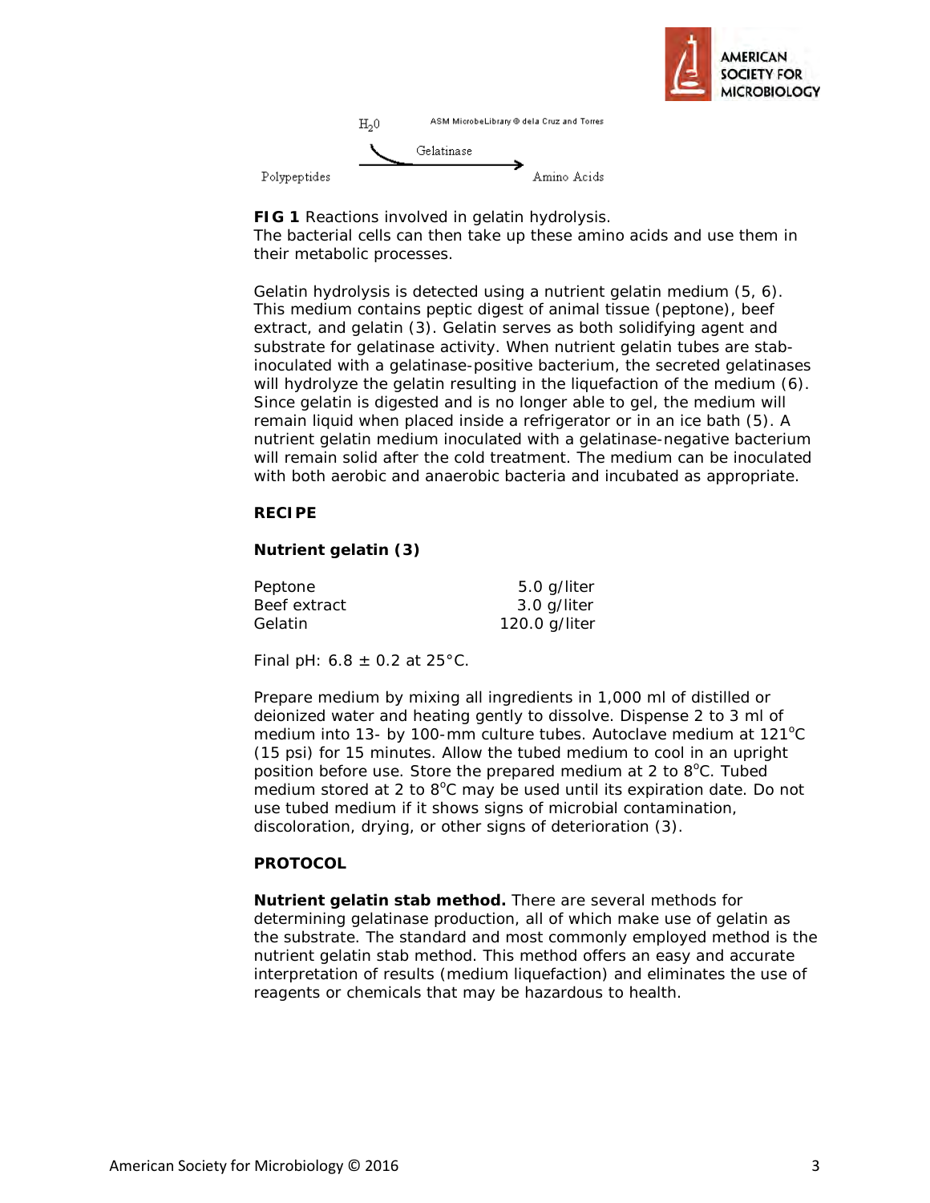$H_20$ ASM MicrobeLibrary © dela Cruz and Torres

Gelatinase

Polypeptides → Amino Acids

**FIG 1** Reactions involved in gelatin hydrolysis.

The bacterial cells can then take up these amino acids and use them in their metabolic processes.

Gelatin hydrolysis is detected using a nutrient gelatin medium (5, 6). This medium contains peptic digest of animal tissue (peptone), beef extract, and gelatin (3). Gelatin serves as both solidifying agent and substrate for gelatinase activity. When nutrient gelatin tubes are stab-inoculated with a gelatinase-positive bacterium, the secreted gelatinases will hydrolyze the gelatin resulting in the liquefaction of the medium (6). Since gelatin is digested and is no longer able to gel, the medium will remain liquid when placed inside a refrigerator or in an ice bath (5). A nutrient gelatin medium inoculated with a gelatinase-negative bacterium will remain solid after the cold treatment. The medium can be inoculated with both aerobic and anaerobic bacteria and incubated as appropriate.

## RECIPE

### Nutrient gelatin (3)

| | |
|---|---|
| Peptone | 5.0 g/liter |
| Beef extract | 3.0 g/liter |
| Gelatin | 120.0 g/liter |

Final pH: 6.8 ± 0.2 at 25°C.

Prepare medium by mixing all ingredients in 1,000 ml of distilled or deionized water and heating gently to dissolve. Dispense 2 to 3 ml of medium into 13- by 100-mm culture tubes. Autoclave medium at 121°C (15 psi) for 15 minutes. Allow the tubed medium to cool in an upright position before use. Store the prepared medium at 2 to 8°C. Tubed medium stored at 2 to 8°C may be used until its expiration date. Do not use tubed medium if it shows signs of microbial contamination, discoloration, drying, or other signs of deterioration (3).

## PROTOCOL

**Nutrient gelatin stab method.** There are several methods for determining gelatinase production, all of which make use of gelatin as the substrate. The standard and most commonly employed method is the nutrient gelatin stab method. This method offers an easy and accurate interpretation of results (medium liquefaction) and eliminates the use of reagents or chemicals that may be hazardous to health.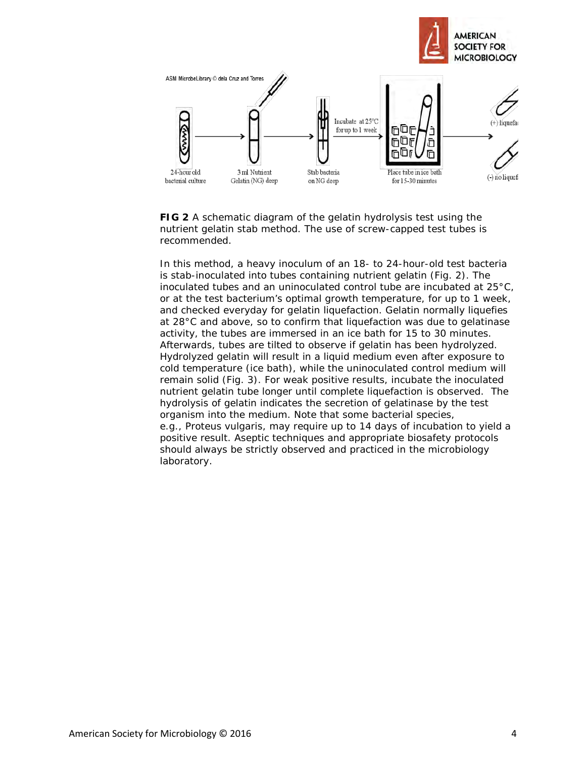**FIG 2** A schematic diagram of the gelatin hydrolysis test using the nutrient gelatin stab method. The use of screw-capped test tubes is recommended.

In this method, a heavy inoculum of an 18- to 24-hour-old test bacteria is stab-inoculated into tubes containing nutrient gelatin (Fig. 2). The inoculated tubes and an uninoculated control tube are incubated at 25°C, or at the test bacterium's optimal growth temperature, for up to 1 week, and checked everyday for gelatin liquefaction. Gelatin normally liquefies at 28°C and above, so to confirm that liquefaction was due to gelatinase activity, the tubes are immersed in an ice bath for 15 to 30 minutes. Afterwards, tubes are tilted to observe if gelatin has been hydrolyzed. Hydrolyzed gelatin will result in a liquid medium even after exposure to cold temperature (ice bath), while the uninoculated control medium will remain solid (Fig. 3). For weak positive results, incubate the inoculated nutrient gelatin tube longer until complete liquefaction is observed. The hydrolysis of gelatin indicates the secretion of gelatinase by the test organism into the medium. Note that some bacterial species, e.g., Proteus vulgaris, may require up to 14 days of incubation to yield a positive result. Aseptic techniques and appropriate biosafety protocols should always be strictly observed and practiced in the microbiology laboratory.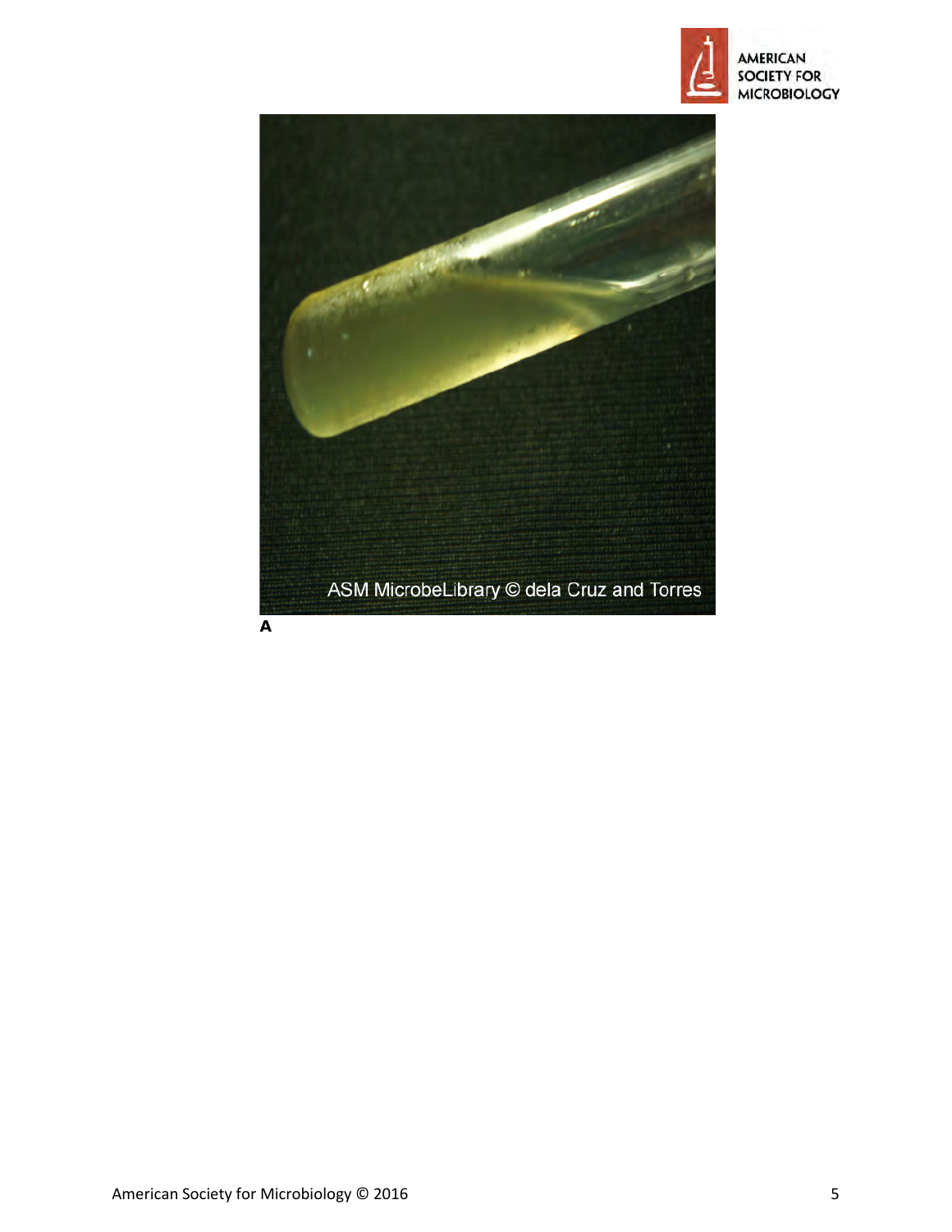**A**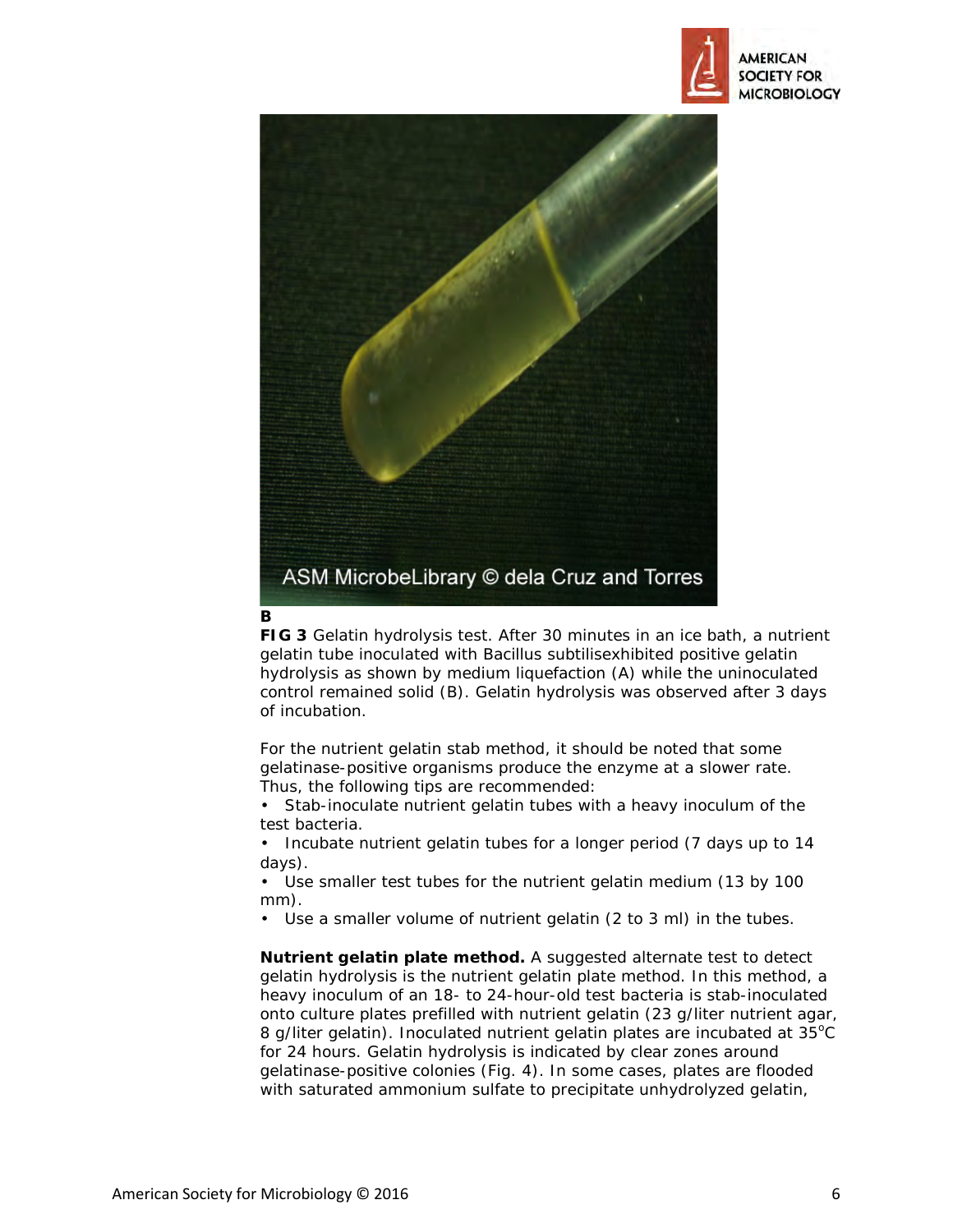**B**

**FIG 3** Gelatin hydrolysis test. After 30 minutes in an ice bath, a nutrient gelatin tube inoculated with Bacillus subtilisexhibited positive gelatin hydrolysis as shown by medium liquefaction (A) while the uninoculated control remained solid (B). Gelatin hydrolysis was observed after 3 days of incubation.

For the nutrient gelatin stab method, it should be noted that some gelatinase-positive organisms produce the enzyme at a slower rate. Thus, the following tips are recommended:

- Stab-inoculate nutrient gelatin tubes with a heavy inoculum of the test bacteria.
- Incubate nutrient gelatin tubes for a longer period (7 days up to 14 days).
- Use smaller test tubes for the nutrient gelatin medium (13 by 100 mm).
- Use a smaller volume of nutrient gelatin (2 to 3 ml) in the tubes.

**Nutrient gelatin plate method.** A suggested alternate test to detect gelatin hydrolysis is the nutrient gelatin plate method. In this method, a heavy inoculum of an 18- to 24-hour-old test bacteria is stab-inoculated onto culture plates prefilled with nutrient gelatin (23 g/liter nutrient agar, 8 g/liter gelatin). Inoculated nutrient gelatin plates are incubated at 35°C for 24 hours. Gelatin hydrolysis is indicated by clear zones around gelatinase-positive colonies (Fig. 4). In some cases, plates are flooded with saturated ammonium sulfate to precipitate unhydrolyzed gelatin,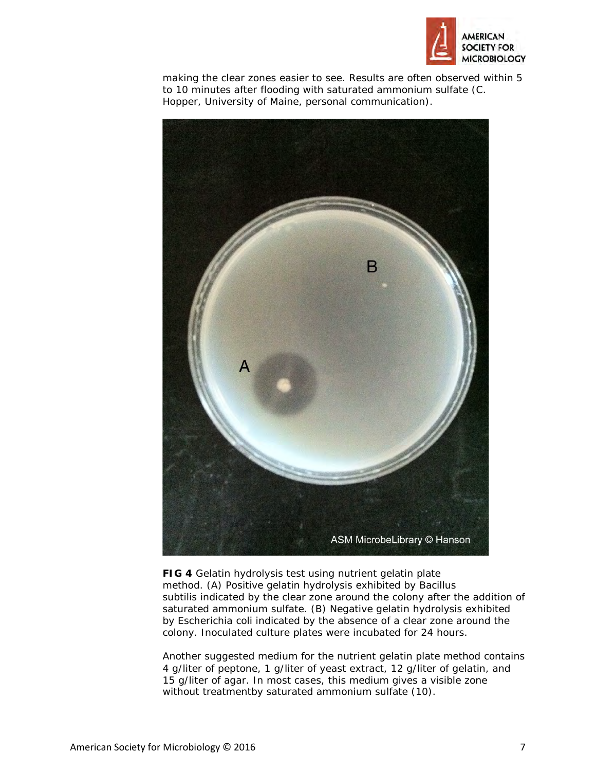making the clear zones easier to see. Results are often observed within 5 to 10 minutes after flooding with saturated ammonium sulfate (C. Hopper, University of Maine, personal communication).

**FIG 4** Gelatin hydrolysis test using nutrient gelatin plate method. (A) Positive gelatin hydrolysis exhibited by Bacillus subtilis indicated by the clear zone around the colony after the addition of saturated ammonium sulfate. (B) Negative gelatin hydrolysis exhibited by Escherichia coli indicated by the absence of a clear zone around the colony. Inoculated culture plates were incubated for 24 hours.

Another suggested medium for the nutrient gelatin plate method contains 4 g/liter of peptone, 1 g/liter of yeast extract, 12 g/liter of gelatin, and 15 g/liter of agar. In most cases, this medium gives a visible zone without treatmentby saturated ammonium sulfate (10).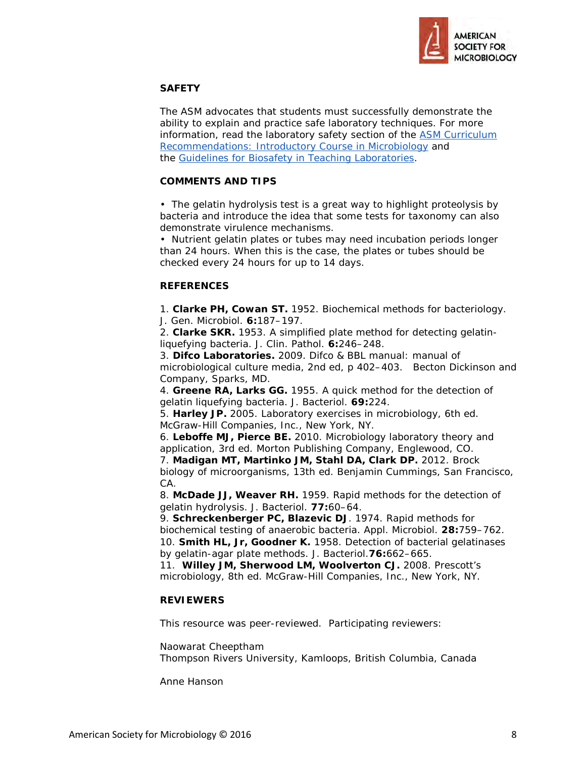## SAFETY

The ASM advocates that students must successfully demonstrate the ability to explain and practice safe laboratory techniques. For more information, read the laboratory safety section of the [ASM Curriculum Recommendations: Introductory Course in Microbiology]() and the [Guidelines for Biosafety in Teaching Laboratories]().

## COMMENTS AND TIPS

- The gelatin hydrolysis test is a great way to highlight proteolysis by bacteria and introduce the idea that some tests for taxonomy can also demonstrate virulence mechanisms.
- Nutrient gelatin plates or tubes may need incubation periods longer than 24 hours. When this is the case, the plates or tubes should be checked every 24 hours for up to 14 days.

## REFERENCES

1. **Clarke PH, Cowan ST.** 1952. Biochemical methods for bacteriology. J. Gen. Microbiol. **6:**187–197.
2. **Clarke SKR.** 1953. A simplified plate method for detecting gelatin-liquefying bacteria. J. Clin. Pathol. **6:**246–248.
3. **Difco Laboratories.** 2009. Difco & BBL manual: manual of microbiological culture media, 2nd ed, p 402–403. Becton Dickinson and Company, Sparks, MD.
4. **Greene RA, Larks GG.** 1955. A quick method for the detection of gelatin liquefying bacteria. J. Bacteriol. **69:**224.
5. **Harley JP.** 2005. Laboratory exercises in microbiology, 6th ed. McGraw-Hill Companies, Inc., New York, NY.
6. **Leboffe MJ, Pierce BE.** 2010. Microbiology laboratory theory and application, 3rd ed. Morton Publishing Company, Englewood, CO.
7. **Madigan MT, Martinko JM, Stahl DA, Clark DP.** 2012. Brock biology of microorganisms, 13th ed. Benjamin Cummings, San Francisco, CA.
8. **McDade JJ, Weaver RH.** 1959. Rapid methods for the detection of gelatin hydrolysis. J. Bacteriol. **77:**60–64.
9. **Schreckenberger PC, Blazevic DJ**. 1974. Rapid methods for biochemical testing of anaerobic bacteria. Appl. Microbiol. **28:**759–762.
10. **Smith HL, Jr, Goodner K.** 1958. Detection of bacterial gelatinases by gelatin-agar plate methods. J. Bacteriol.**76:**662–665.
11. **Willey JM, Sherwood LM, Woolverton CJ.** 2008. Prescott's microbiology, 8th ed. McGraw-Hill Companies, Inc., New York, NY.

## REVIEWERS

This resource was peer-reviewed. Participating reviewers:

Naowarat Cheeptham
Thompson Rivers University, Kamloops, British Columbia, Canada

Anne Hanson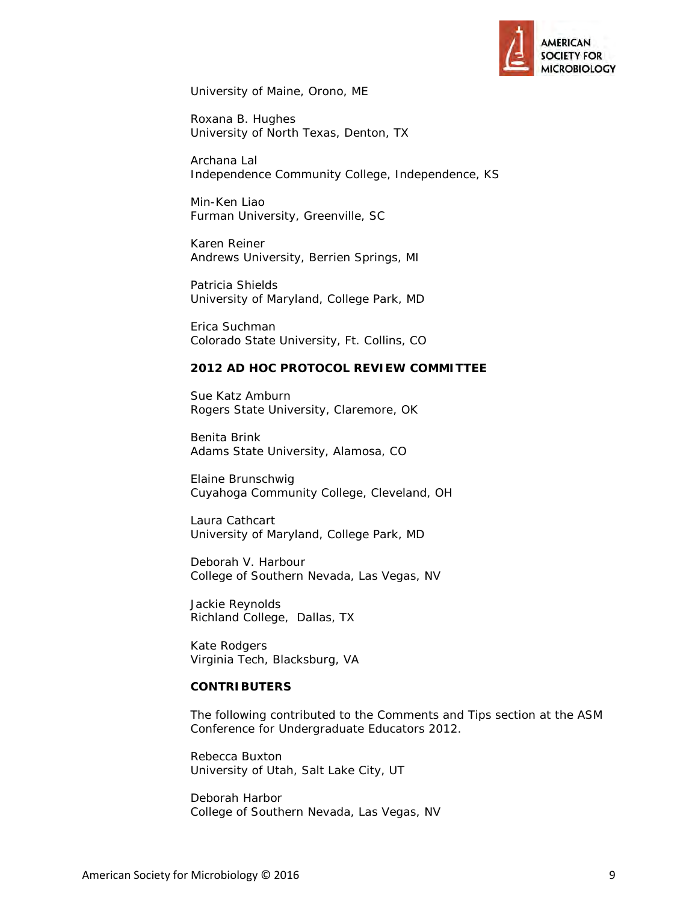University of Maine, Orono, ME

Roxana B. Hughes
University of North Texas, Denton, TX

Archana Lal
Independence Community College, Independence, KS

Min-Ken Liao
Furman University, Greenville, SC

Karen Reiner
Andrews University, Berrien Springs, MI

Patricia Shields
University of Maryland, College Park, MD

Erica Suchman
Colorado State University, Ft. Collins, CO

**2012 AD HOC PROTOCOL REVIEW COMMITTEE**

Sue Katz Amburn
Rogers State University, Claremore, OK

Benita Brink
Adams State University, Alamosa, CO

Elaine Brunschwig
Cuyahoga Community College, Cleveland, OH

Laura Cathcart
University of Maryland, College Park, MD

Deborah V. Harbour
College of Southern Nevada, Las Vegas, NV

Jackie Reynolds
Richland College, Dallas, TX

Kate Rodgers
Virginia Tech, Blacksburg, VA

**CONTRIBUTERS**

The following contributed to the Comments and Tips section at the ASM Conference for Undergraduate Educators 2012.

Rebecca Buxton
University of Utah, Salt Lake City, UT

Deborah Harbor
College of Southern Nevada, Las Vegas, NV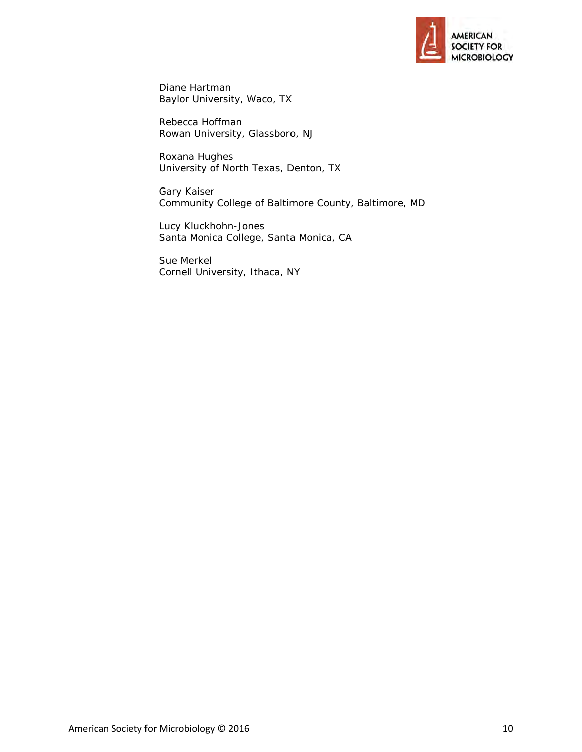Diane Hartman
Baylor University, Waco, TX

Rebecca Hoffman
Rowan University, Glassboro, NJ

Roxana Hughes
University of North Texas, Denton, TX

Gary Kaiser
Community College of Baltimore County, Baltimore, MD

Lucy Kluckhohn-Jones
Santa Monica College, Santa Monica, CA

Sue Merkel
Cornell University, Ithaca, NY